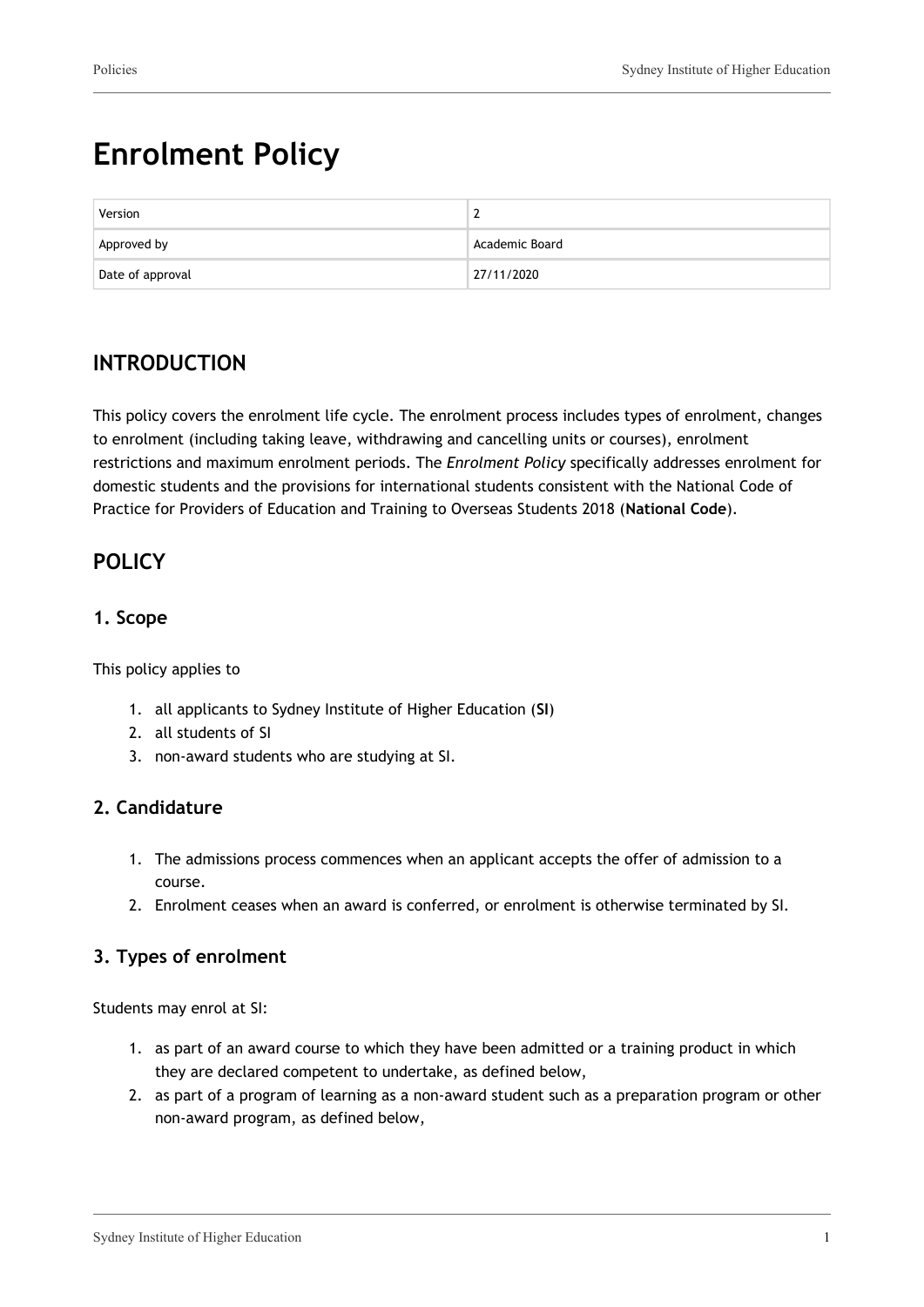# Enrolment Policy

| Version | 2 |
| --- | --- |
| Approved by | Academic Board |
| Date of approval | 27/11/2020 |

## INTRODUCTION

This policy covers the enrolment life cycle. The enrolment process includes types of enrolment, changes to enrolment (including taking leave, withdrawing and cancelling units or courses), enrolment restrictions and maximum enrolment periods. The *Enrolment Policy* specifically addresses enrolment for domestic students and the provisions for international students consistent with the National Code of Practice for Providers of Education and Training to Overseas Students 2018 (**National Code**).

## POLICY

### 1. Scope

This policy applies to

1. all applicants to Sydney Institute of Higher Education (**SI**)
2. all students of SI
3. non-award students who are studying at SI.

### 2. Candidature

1. The admissions process commences when an applicant accepts the offer of admission to a course.
2. Enrolment ceases when an award is conferred, or enrolment is otherwise terminated by SI.

### 3. Types of enrolment

Students may enrol at SI:

1. as part of an award course to which they have been admitted or a training product in which they are declared competent to undertake, as defined below,
2. as part of a program of learning as a non-award student such as a preparation program or other non-award program, as defined below,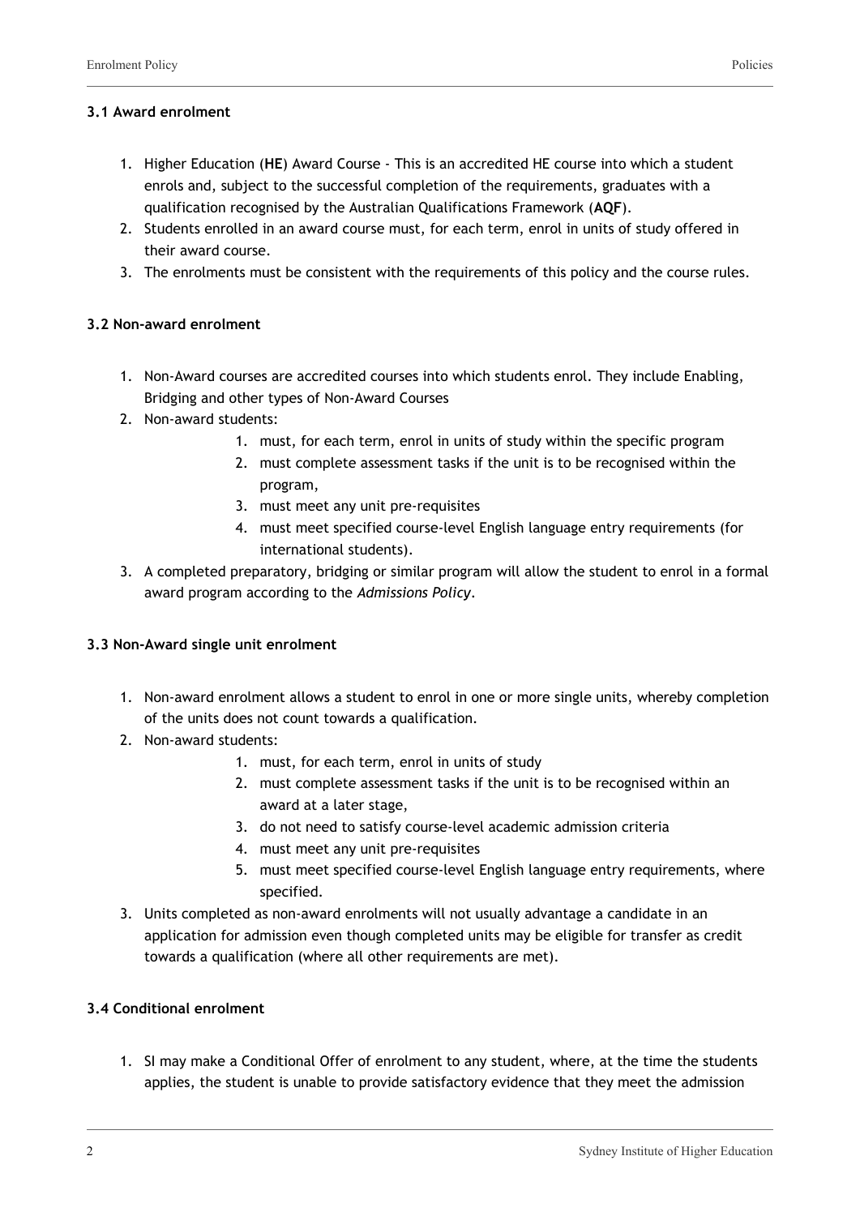### 3.1 Award enrolment

1. Higher Education (**HE**) Award Course - This is an accredited HE course into which a student enrols and, subject to the successful completion of the requirements, graduates with a qualification recognised by the Australian Qualifications Framework (**AQF**).
2. Students enrolled in an award course must, for each term, enrol in units of study offered in their award course.
3. The enrolments must be consistent with the requirements of this policy and the course rules.

### 3.2 Non-award enrolment

1. Non-Award courses are accredited courses into which students enrol. They include Enabling, Bridging and other types of Non-Award Courses
2. Non-award students:
    1. must, for each term, enrol in units of study within the specific program
    2. must complete assessment tasks if the unit is to be recognised within the program,
    3. must meet any unit pre-requisites
    4. must meet specified course-level English language entry requirements (for international students).
3. A completed preparatory, bridging or similar program will allow the student to enrol in a formal award program according to the *Admissions Policy*.

### 3.3 Non-Award single unit enrolment

1. Non-award enrolment allows a student to enrol in one or more single units, whereby completion of the units does not count towards a qualification.
2. Non-award students:
    1. must, for each term, enrol in units of study
    2. must complete assessment tasks if the unit is to be recognised within an award at a later stage,
    3. do not need to satisfy course-level academic admission criteria
    4. must meet any unit pre-requisites
    5. must meet specified course-level English language entry requirements, where specified.
3. Units completed as non-award enrolments will not usually advantage a candidate in an application for admission even though completed units may be eligible for transfer as credit towards a qualification (where all other requirements are met).

### 3.4 Conditional enrolment

1. SI may make a Conditional Offer of enrolment to any student, where, at the time the students applies, the student is unable to provide satisfactory evidence that they meet the admission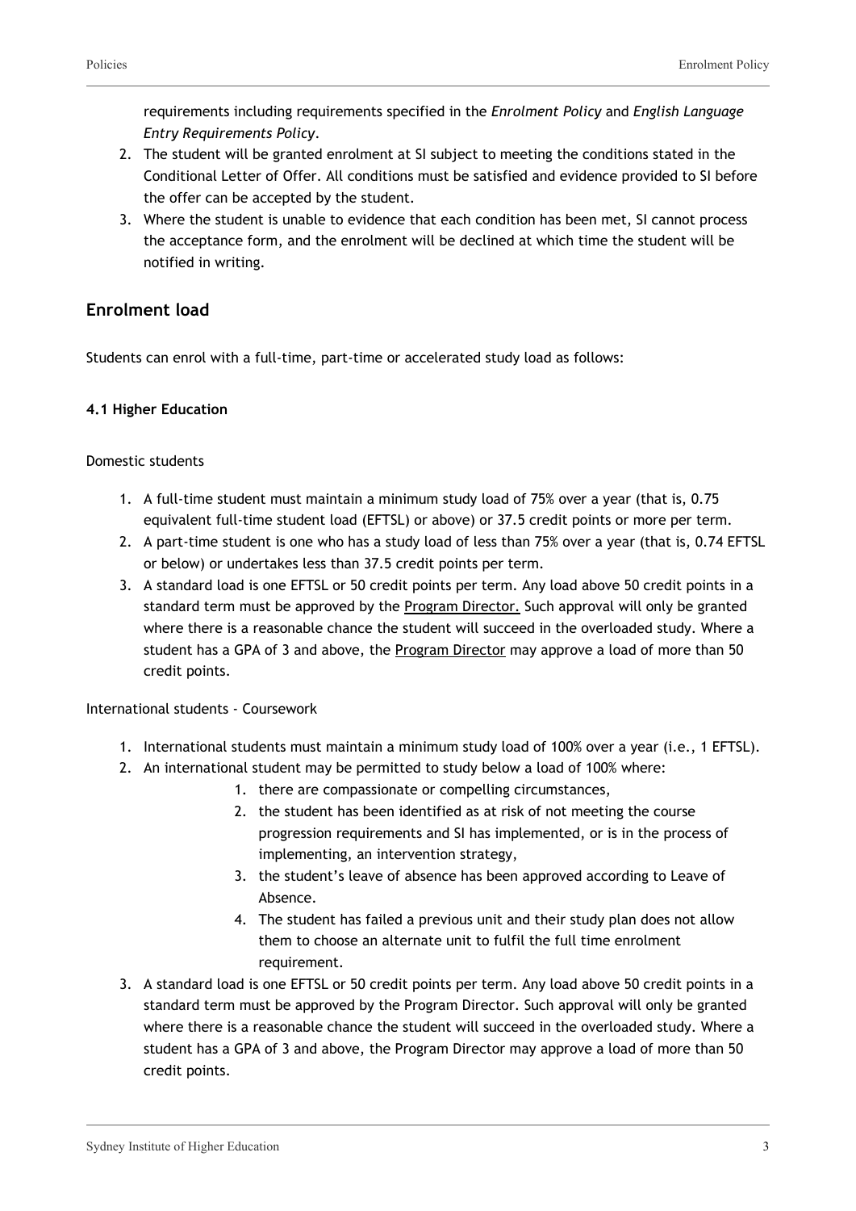requirements including requirements specified in the *Enrolment Policy* and *English Language Entry Requirements Policy*.

2. The student will be granted enrolment at SI subject to meeting the conditions stated in the Conditional Letter of Offer. All conditions must be satisfied and evidence provided to SI before the offer can be accepted by the student.
3. Where the student is unable to evidence that each condition has been met, SI cannot process the acceptance form, and the enrolment will be declined at which time the student will be notified in writing.

## Enrolment load

Students can enrol with a full-time, part-time or accelerated study load as follows:

#### 4.1 Higher Education

Domestic students

1. A full-time student must maintain a minimum study load of 75% over a year (that is, 0.75 equivalent full-time student load (EFTSL) or above) or 37.5 credit points or more per term.
2. A part-time student is one who has a study load of less than 75% over a year (that is, 0.74 EFTSL or below) or undertakes less than 37.5 credit points per term.
3. A standard load is one EFTSL or 50 credit points per term. Any load above 50 credit points in a standard term must be approved by the Program Director. Such approval will only be granted where there is a reasonable chance the student will succeed in the overloaded study. Where a student has a GPA of 3 and above, the Program Director may approve a load of more than 50 credit points.

International students - Coursework

1. International students must maintain a minimum study load of 100% over a year (i.e., 1 EFTSL).
2. An international student may be permitted to study below a load of 100% where:
    1. there are compassionate or compelling circumstances,
    2. the student has been identified as at risk of not meeting the course progression requirements and SI has implemented, or is in the process of implementing, an intervention strategy,
    3. the student's leave of absence has been approved according to Leave of Absence.
    4. The student has failed a previous unit and their study plan does not allow them to choose an alternate unit to fulfil the full time enrolment requirement.
3. A standard load is one EFTSL or 50 credit points per term. Any load above 50 credit points in a standard term must be approved by the Program Director. Such approval will only be granted where there is a reasonable chance the student will succeed in the overloaded study. Where a student has a GPA of 3 and above, the Program Director may approve a load of more than 50 credit points.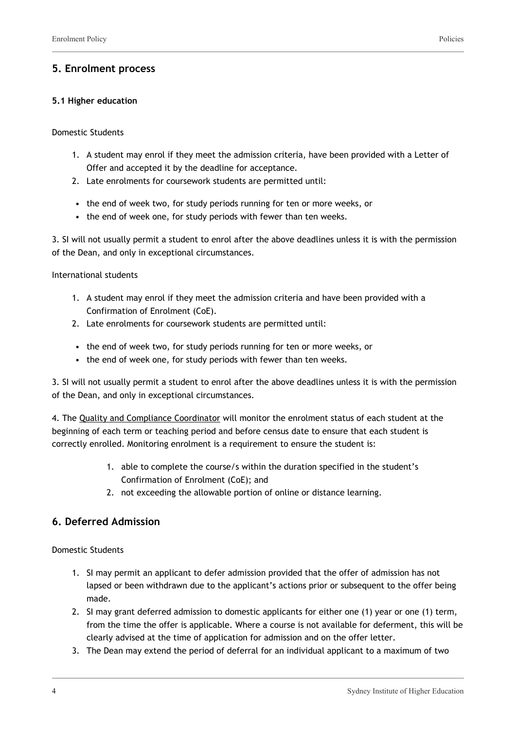## 5. Enrolment process

### 5.1 Higher education

Domestic Students

1. A student may enrol if they meet the admission criteria, have been provided with a Letter of Offer and accepted it by the deadline for acceptance.
2. Late enrolments for coursework students are permitted until:

- the end of week two, for study periods running for ten or more weeks, or
- the end of week one, for study periods with fewer than ten weeks.

3. SI will not usually permit a student to enrol after the above deadlines unless it is with the permission of the Dean, and only in exceptional circumstances.

International students

1. A student may enrol if they meet the admission criteria and have been provided with a Confirmation of Enrolment (CoE).
2. Late enrolments for coursework students are permitted until:

- the end of week two, for study periods running for ten or more weeks, or
- the end of week one, for study periods with fewer than ten weeks.

3. SI will not usually permit a student to enrol after the above deadlines unless it is with the permission of the Dean, and only in exceptional circumstances.

4. The Quality and Compliance Coordinator will monitor the enrolment status of each student at the beginning of each term or teaching period and before census date to ensure that each student is correctly enrolled. Monitoring enrolment is a requirement to ensure the student is:

   1. able to complete the course/s within the duration specified in the student's Confirmation of Enrolment (CoE); and
   2. not exceeding the allowable portion of online or distance learning.

## 6. Deferred Admission

Domestic Students

1. SI may permit an applicant to defer admission provided that the offer of admission has not lapsed or been withdrawn due to the applicant's actions prior or subsequent to the offer being made.
2. SI may grant deferred admission to domestic applicants for either one (1) year or one (1) term, from the time the offer is applicable. Where a course is not available for deferment, this will be clearly advised at the time of application for admission and on the offer letter.
3. The Dean may extend the period of deferral for an individual applicant to a maximum of two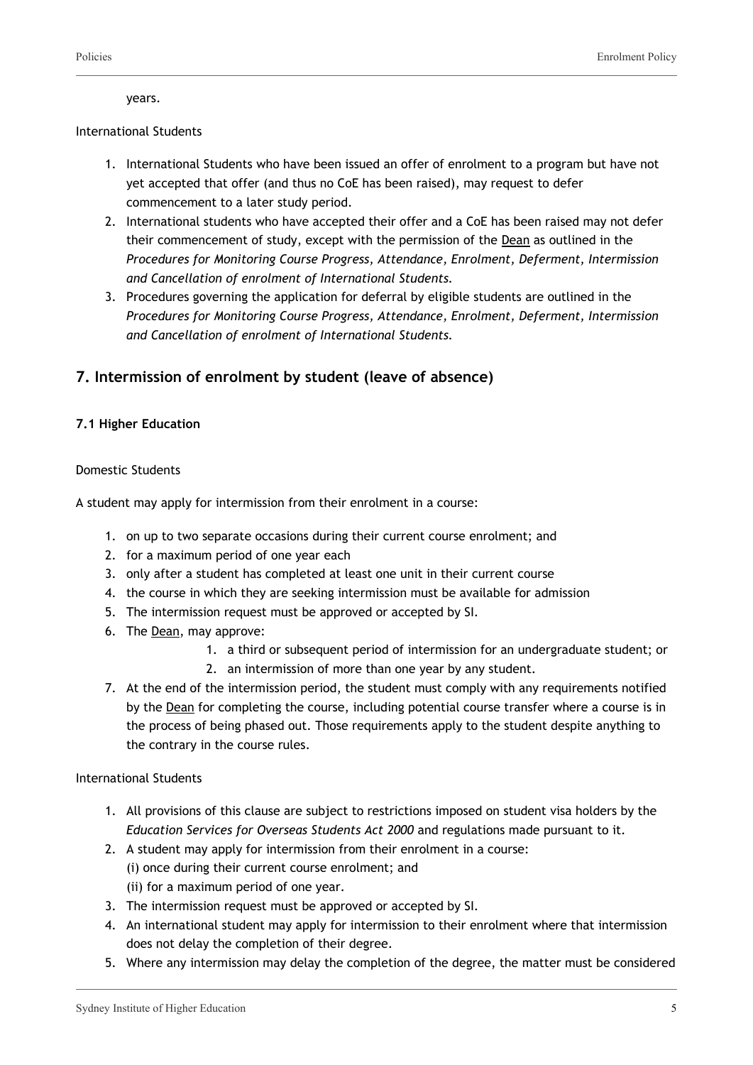years.

International Students

1. International Students who have been issued an offer of enrolment to a program but have not yet accepted that offer (and thus no CoE has been raised), may request to defer commencement to a later study period.
2. International students who have accepted their offer and a CoE has been raised may not defer their commencement of study, except with the permission of the Dean as outlined in the *Procedures for Monitoring Course Progress, Attendance, Enrolment, Deferment, Intermission and Cancellation of enrolment of International Students.*
3. Procedures governing the application for deferral by eligible students are outlined in the *Procedures for Monitoring Course Progress, Attendance, Enrolment, Deferment, Intermission and Cancellation of enrolment of International Students.*

## 7. Intermission of enrolment by student (leave of absence)

### 7.1 Higher Education

Domestic Students

A student may apply for intermission from their enrolment in a course:

1. on up to two separate occasions during their current course enrolment; and
2. for a maximum period of one year each
3. only after a student has completed at least one unit in their current course
4. the course in which they are seeking intermission must be available for admission
5. The intermission request must be approved or accepted by SI.
6. The Dean, may approve:
    1. a third or subsequent period of intermission for an undergraduate student; or
    2. an intermission of more than one year by any student.
7. At the end of the intermission period, the student must comply with any requirements notified by the Dean for completing the course, including potential course transfer where a course is in the process of being phased out. Those requirements apply to the student despite anything to the contrary in the course rules.

International Students

1. All provisions of this clause are subject to restrictions imposed on student visa holders by the *Education Services for Overseas Students Act 2000* and regulations made pursuant to it.
2. A student may apply for intermission from their enrolment in a course:
   (i) once during their current course enrolment; and
   (ii) for a maximum period of one year.
3. The intermission request must be approved or accepted by SI.
4. An international student may apply for intermission to their enrolment where that intermission does not delay the completion of their degree.
5. Where any intermission may delay the completion of the degree, the matter must be considered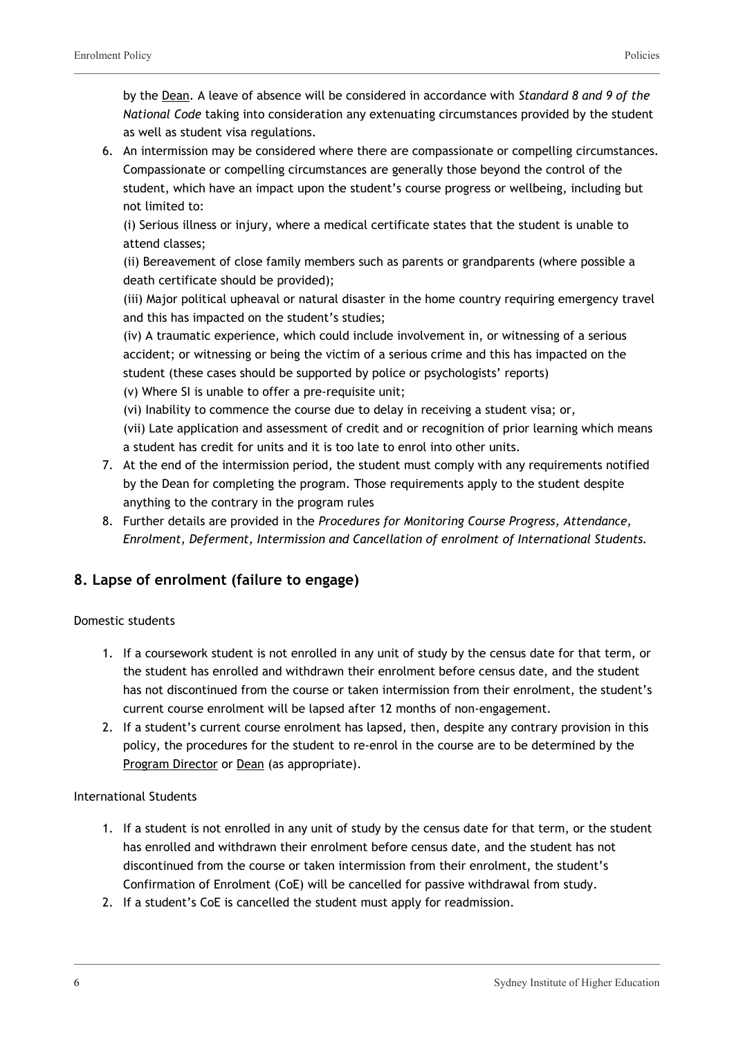by the Dean. A leave of absence will be considered in accordance with *Standard 8 and 9 of the National Code* taking into consideration any extenuating circumstances provided by the student as well as student visa regulations.

6. An intermission may be considered where there are compassionate or compelling circumstances. Compassionate or compelling circumstances are generally those beyond the control of the student, which have an impact upon the student's course progress or wellbeing, including but not limited to:
   (i) Serious illness or injury, where a medical certificate states that the student is unable to attend classes;
   (ii) Bereavement of close family members such as parents or grandparents (where possible a death certificate should be provided);
   (iii) Major political upheaval or natural disaster in the home country requiring emergency travel and this has impacted on the student's studies;
   (iv) A traumatic experience, which could include involvement in, or witnessing of a serious accident; or witnessing or being the victim of a serious crime and this has impacted on the student (these cases should be supported by police or psychologists' reports)
   (v) Where SI is unable to offer a pre-requisite unit;
   (vi) Inability to commence the course due to delay in receiving a student visa; or,
   (vii) Late application and assessment of credit and or recognition of prior learning which means a student has credit for units and it is too late to enrol into other units.
7. At the end of the intermission period, the student must comply with any requirements notified by the Dean for completing the program. Those requirements apply to the student despite anything to the contrary in the program rules
8. Further details are provided in the *Procedures for Monitoring Course Progress, Attendance, Enrolment, Deferment, Intermission and Cancellation of enrolment of International Students.*

## 8. Lapse of enrolment (failure to engage)

Domestic students

1. If a coursework student is not enrolled in any unit of study by the census date for that term, or the student has enrolled and withdrawn their enrolment before census date, and the student has not discontinued from the course or taken intermission from their enrolment, the student's current course enrolment will be lapsed after 12 months of non-engagement.
2. If a student's current course enrolment has lapsed, then, despite any contrary provision in this policy, the procedures for the student to re-enrol in the course are to be determined by the Program Director or Dean (as appropriate).

International Students

1. If a student is not enrolled in any unit of study by the census date for that term, or the student has enrolled and withdrawn their enrolment before census date, and the student has not discontinued from the course or taken intermission from their enrolment, the student's Confirmation of Enrolment (CoE) will be cancelled for passive withdrawal from study.
2. If a student's CoE is cancelled the student must apply for readmission.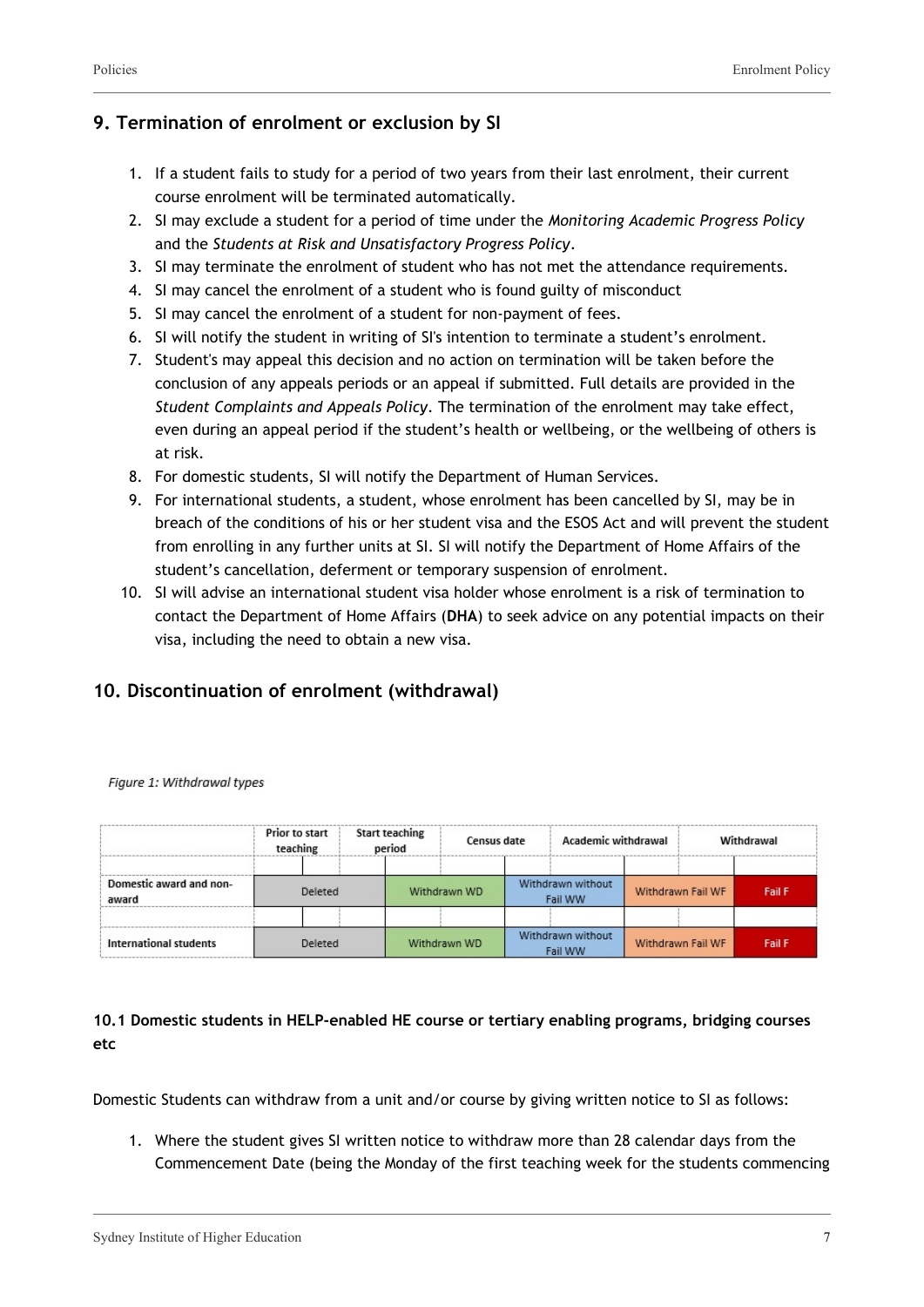## 9. Termination of enrolment or exclusion by SI

1. If a student fails to study for a period of two years from their last enrolment, their current course enrolment will be terminated automatically.
2. SI may exclude a student for a period of time under the *Monitoring Academic Progress Policy* and the *Students at Risk and Unsatisfactory Progress Policy*.
3. SI may terminate the enrolment of student who has not met the attendance requirements.
4. SI may cancel the enrolment of a student who is found guilty of misconduct
5. SI may cancel the enrolment of a student for non-payment of fees.
6. SI will notify the student in writing of SI's intention to terminate a student's enrolment.
7. Student's may appeal this decision and no action on termination will be taken before the conclusion of any appeals periods or an appeal if submitted. Full details are provided in the *Student Complaints and Appeals Policy*. The termination of the enrolment may take effect, even during an appeal period if the student's health or wellbeing, or the wellbeing of others is at risk.
8. For domestic students, SI will notify the Department of Human Services.
9. For international students, a student, whose enrolment has been cancelled by SI, may be in breach of the conditions of his or her student visa and the ESOS Act and will prevent the student from enrolling in any further units at SI. SI will notify the Department of Home Affairs of the student's cancellation, deferment or temporary suspension of enrolment.
10. SI will advise an international student visa holder whose enrolment is a risk of termination to contact the Department of Home Affairs (**DHA**) to seek advice on any potential impacts on their visa, including the need to obtain a new visa.

## 10. Discontinuation of enrolment (withdrawal)

*Figure 1: Withdrawal types*

| | Prior to start teaching | Start teaching period | Census date | Academic withdrawal | Withdrawal |
|---|---|---|---|---|---|
| Domestic award and non-award | Deleted | Withdrawn WD | Withdrawn without Fail WW | Withdrawn Fail WF | Fail F |
| International students | Deleted | Withdrawn WD | Withdrawn without Fail WW | Withdrawn Fail WF | Fail F |

### 10.1 Domestic students in HELP-enabled HE course or tertiary enabling programs, bridging courses etc

Domestic Students can withdraw from a unit and/or course by giving written notice to SI as follows:

1. Where the student gives SI written notice to withdraw more than 28 calendar days from the Commencement Date (being the Monday of the first teaching week for the students commencing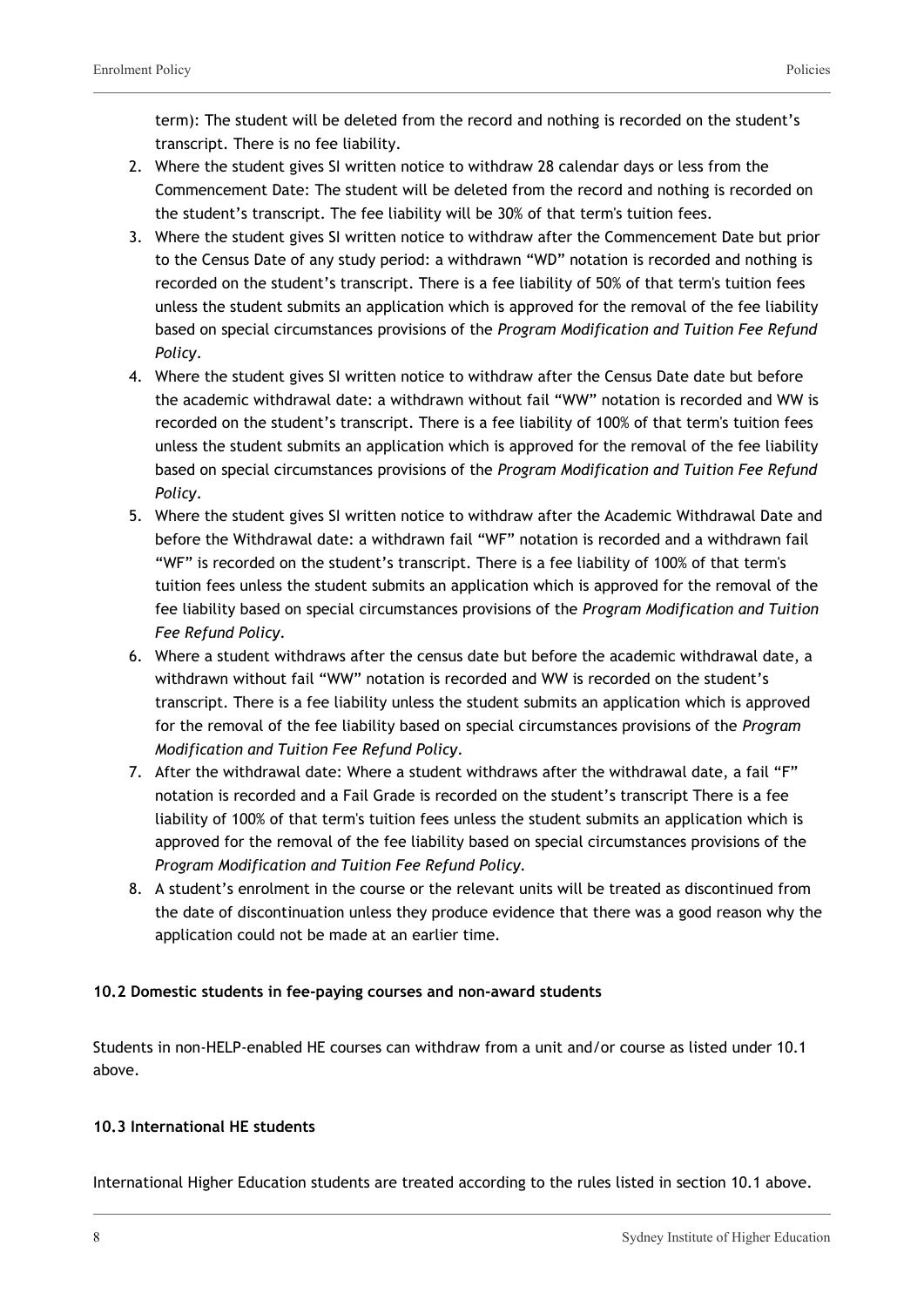term): The student will be deleted from the record and nothing is recorded on the student's transcript. There is no fee liability.

2. Where the student gives SI written notice to withdraw 28 calendar days or less from the Commencement Date: The student will be deleted from the record and nothing is recorded on the student's transcript. The fee liability will be 30% of that term's tuition fees.
3. Where the student gives SI written notice to withdraw after the Commencement Date but prior to the Census Date of any study period: a withdrawn "WD" notation is recorded and nothing is recorded on the student's transcript. There is a fee liability of 50% of that term's tuition fees unless the student submits an application which is approved for the removal of the fee liability based on special circumstances provisions of the *Program Modification and Tuition Fee Refund Policy*.
4. Where the student gives SI written notice to withdraw after the Census Date date but before the academic withdrawal date: a withdrawn without fail "WW" notation is recorded and WW is recorded on the student's transcript. There is a fee liability of 100% of that term's tuition fees unless the student submits an application which is approved for the removal of the fee liability based on special circumstances provisions of the *Program Modification and Tuition Fee Refund Policy*.
5. Where the student gives SI written notice to withdraw after the Academic Withdrawal Date and before the Withdrawal date: a withdrawn fail "WF" notation is recorded and a withdrawn fail "WF" is recorded on the student's transcript. There is a fee liability of 100% of that term's tuition fees unless the student submits an application which is approved for the removal of the fee liability based on special circumstances provisions of the *Program Modification and Tuition Fee Refund Policy*.
6. Where a student withdraws after the census date but before the academic withdrawal date, a withdrawn without fail "WW" notation is recorded and WW is recorded on the student's transcript. There is a fee liability unless the student submits an application which is approved for the removal of the fee liability based on special circumstances provisions of the *Program Modification and Tuition Fee Refund Policy*.
7. After the withdrawal date: Where a student withdraws after the withdrawal date, a fail "F" notation is recorded and a Fail Grade is recorded on the student's transcript There is a fee liability of 100% of that term's tuition fees unless the student submits an application which is approved for the removal of the fee liability based on special circumstances provisions of the *Program Modification and Tuition Fee Refund Policy*.
8. A student's enrolment in the course or the relevant units will be treated as discontinued from the date of discontinuation unless they produce evidence that there was a good reason why the application could not be made at an earlier time.

**10.2 Domestic students in fee-paying courses and non-award students**

Students in non-HELP-enabled HE courses can withdraw from a unit and/or course as listed under 10.1 above.

**10.3 International HE students**

International Higher Education students are treated according to the rules listed in section 10.1 above.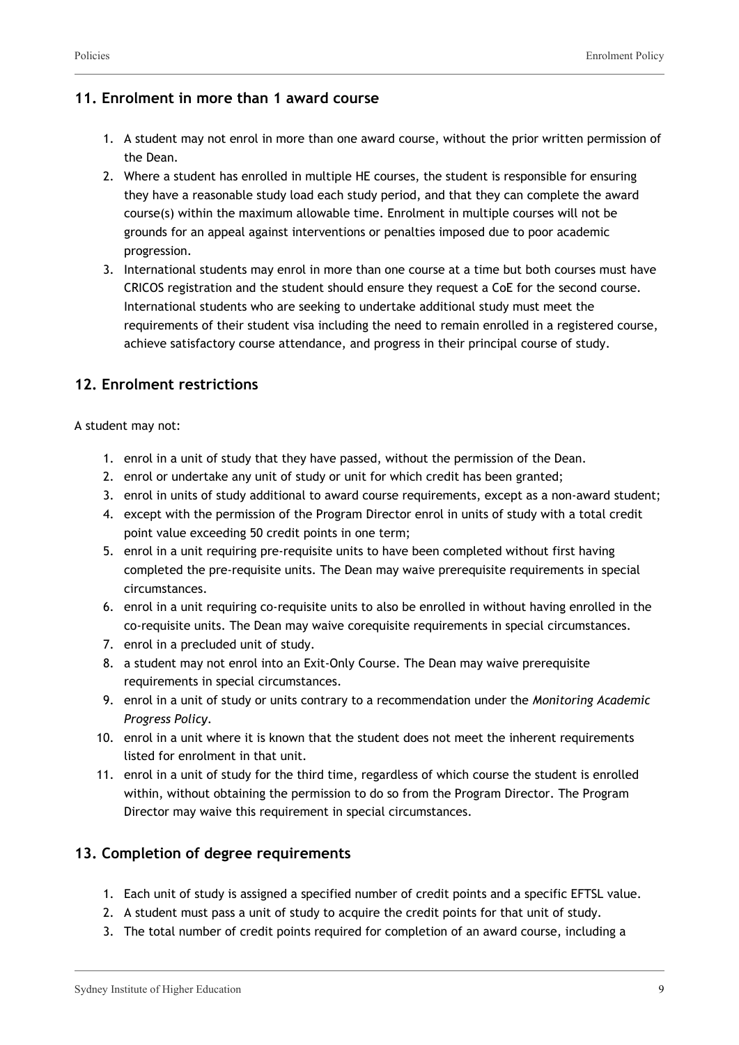## 11. Enrolment in more than 1 award course

1. A student may not enrol in more than one award course, without the prior written permission of the Dean.
2. Where a student has enrolled in multiple HE courses, the student is responsible for ensuring they have a reasonable study load each study period, and that they can complete the award course(s) within the maximum allowable time. Enrolment in multiple courses will not be grounds for an appeal against interventions or penalties imposed due to poor academic progression.
3. International students may enrol in more than one course at a time but both courses must have CRICOS registration and the student should ensure they request a CoE for the second course. International students who are seeking to undertake additional study must meet the requirements of their student visa including the need to remain enrolled in a registered course, achieve satisfactory course attendance, and progress in their principal course of study.

## 12. Enrolment restrictions

A student may not:

1. enrol in a unit of study that they have passed, without the permission of the Dean.
2. enrol or undertake any unit of study or unit for which credit has been granted;
3. enrol in units of study additional to award course requirements, except as a non-award student;
4. except with the permission of the Program Director enrol in units of study with a total credit point value exceeding 50 credit points in one term;
5. enrol in a unit requiring pre-requisite units to have been completed without first having completed the pre-requisite units. The Dean may waive prerequisite requirements in special circumstances.
6. enrol in a unit requiring co-requisite units to also be enrolled in without having enrolled in the co-requisite units. The Dean may waive corequisite requirements in special circumstances.
7. enrol in a precluded unit of study.
8. a student may not enrol into an Exit-Only Course. The Dean may waive prerequisite requirements in special circumstances.
9. enrol in a unit of study or units contrary to a recommendation under the *Monitoring Academic Progress Policy*.
10. enrol in a unit where it is known that the student does not meet the inherent requirements listed for enrolment in that unit.
11. enrol in a unit of study for the third time, regardless of which course the student is enrolled within, without obtaining the permission to do so from the Program Director. The Program Director may waive this requirement in special circumstances.

## 13. Completion of degree requirements

1. Each unit of study is assigned a specified number of credit points and a specific EFTSL value.
2. A student must pass a unit of study to acquire the credit points for that unit of study.
3. The total number of credit points required for completion of an award course, including a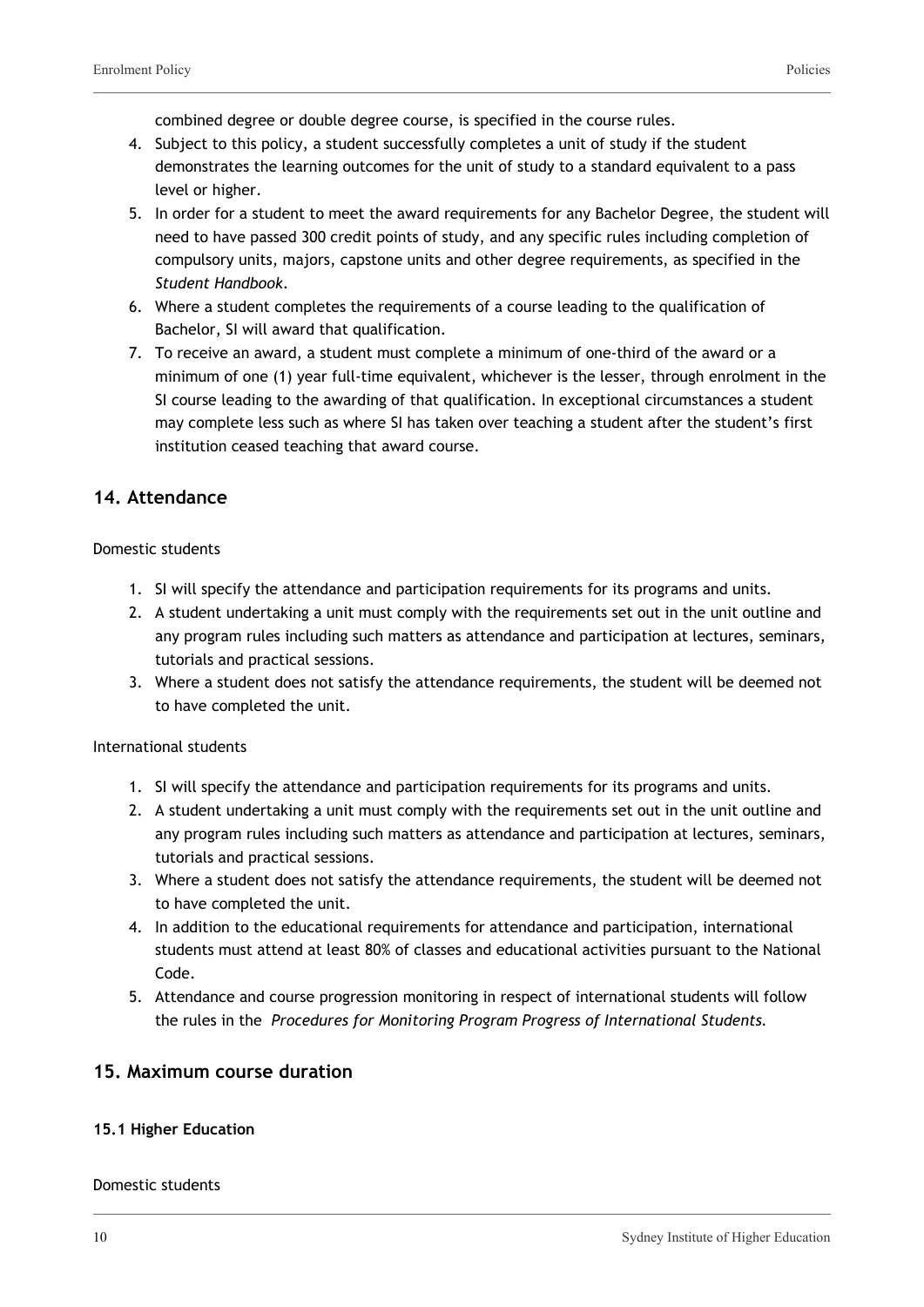combined degree or double degree course, is specified in the course rules.

4. Subject to this policy, a student successfully completes a unit of study if the student demonstrates the learning outcomes for the unit of study to a standard equivalent to a pass level or higher.
5. In order for a student to meet the award requirements for any Bachelor Degree, the student will need to have passed 300 credit points of study, and any specific rules including completion of compulsory units, majors, capstone units and other degree requirements, as specified in the *Student Handbook*.
6. Where a student completes the requirements of a course leading to the qualification of Bachelor, SI will award that qualification.
7. To receive an award, a student must complete a minimum of one-third of the award or a minimum of one (1) year full-time equivalent, whichever is the lesser, through enrolment in the SI course leading to the awarding of that qualification. In exceptional circumstances a student may complete less such as where SI has taken over teaching a student after the student's first institution ceased teaching that award course.

## 14. Attendance

Domestic students

1. SI will specify the attendance and participation requirements for its programs and units.
2. A student undertaking a unit must comply with the requirements set out in the unit outline and any program rules including such matters as attendance and participation at lectures, seminars, tutorials and practical sessions.
3. Where a student does not satisfy the attendance requirements, the student will be deemed not to have completed the unit.

International students

1. SI will specify the attendance and participation requirements for its programs and units.
2. A student undertaking a unit must comply with the requirements set out in the unit outline and any program rules including such matters as attendance and participation at lectures, seminars, tutorials and practical sessions.
3. Where a student does not satisfy the attendance requirements, the student will be deemed not to have completed the unit.
4. In addition to the educational requirements for attendance and participation, international students must attend at least 80% of classes and educational activities pursuant to the National Code.
5. Attendance and course progression monitoring in respect of international students will follow the rules in the *Procedures for Monitoring Program Progress of International Students.*

## 15. Maximum course duration

### 15.1 Higher Education

Domestic students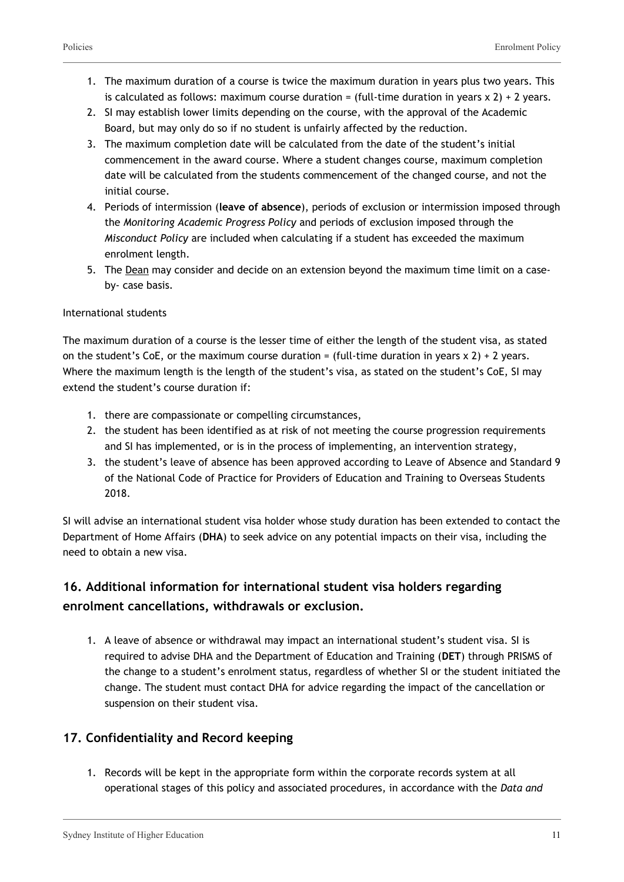1. The maximum duration of a course is twice the maximum duration in years plus two years. This is calculated as follows: maximum course duration = (full-time duration in years x 2) + 2 years.
2. SI may establish lower limits depending on the course, with the approval of the Academic Board, but may only do so if no student is unfairly affected by the reduction.
3. The maximum completion date will be calculated from the date of the student's initial commencement in the award course. Where a student changes course, maximum completion date will be calculated from the students commencement of the changed course, and not the initial course.
4. Periods of intermission (**leave of absence**), periods of exclusion or intermission imposed through the *Monitoring Academic Progress Policy* and periods of exclusion imposed through the *Misconduct Policy* are included when calculating if a student has exceeded the maximum enrolment length.
5. The Dean may consider and decide on an extension beyond the maximum time limit on a case-by- case basis.

International students

The maximum duration of a course is the lesser time of either the length of the student visa, as stated on the student's CoE, or the maximum course duration = (full-time duration in years x 2) + 2 years. Where the maximum length is the length of the student's visa, as stated on the student's CoE, SI may extend the student's course duration if:

1. there are compassionate or compelling circumstances,
2. the student has been identified as at risk of not meeting the course progression requirements and SI has implemented, or is in the process of implementing, an intervention strategy,
3. the student's leave of absence has been approved according to Leave of Absence and Standard 9 of the National Code of Practice for Providers of Education and Training to Overseas Students 2018.

SI will advise an international student visa holder whose study duration has been extended to contact the Department of Home Affairs (**DHA**) to seek advice on any potential impacts on their visa, including the need to obtain a new visa.

## 16. Additional information for international student visa holders regarding enrolment cancellations, withdrawals or exclusion.

1. A leave of absence or withdrawal may impact an international student's student visa. SI is required to advise DHA and the Department of Education and Training (**DET**) through PRISMS of the change to a student's enrolment status, regardless of whether SI or the student initiated the change. The student must contact DHA for advice regarding the impact of the cancellation or suspension on their student visa.

## 17. Confidentiality and Record keeping

1. Records will be kept in the appropriate form within the corporate records system at all operational stages of this policy and associated procedures, in accordance with the *Data and*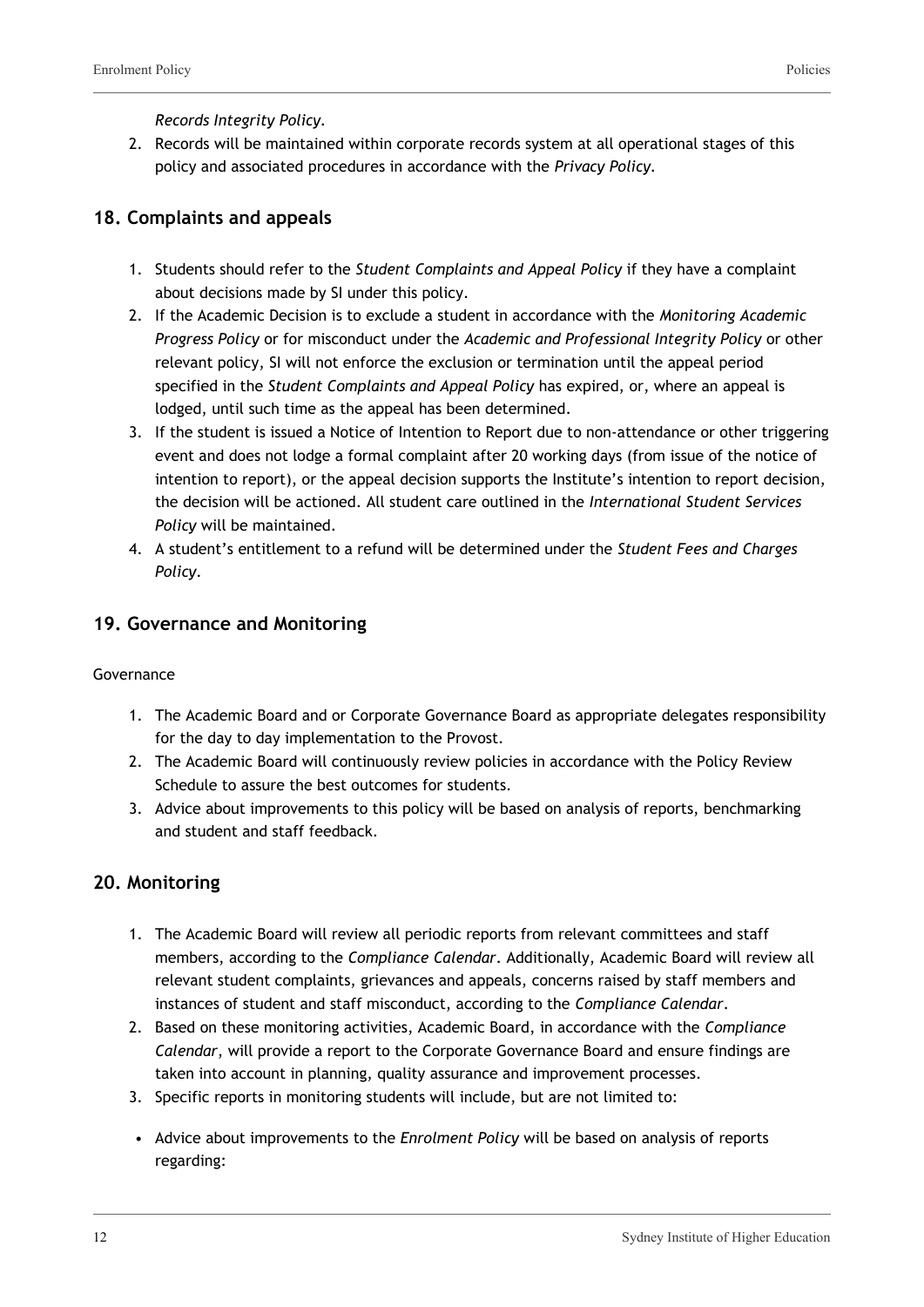*Records Integrity Policy.*

2. Records will be maintained within corporate records system at all operational stages of this policy and associated procedures in accordance with the *Privacy Policy*.

## 18. Complaints and appeals

1. Students should refer to the *Student Complaints and Appeal Policy* if they have a complaint about decisions made by SI under this policy.
2. If the Academic Decision is to exclude a student in accordance with the *Monitoring Academic Progress Policy* or for misconduct under the *Academic and Professional Integrity Policy* or other relevant policy, SI will not enforce the exclusion or termination until the appeal period specified in the *Student Complaints and Appeal Policy* has expired, or, where an appeal is lodged, until such time as the appeal has been determined.
3. If the student is issued a Notice of Intention to Report due to non-attendance or other triggering event and does not lodge a formal complaint after 20 working days (from issue of the notice of intention to report), or the appeal decision supports the Institute's intention to report decision, the decision will be actioned. All student care outlined in the *International Student Services Policy* will be maintained.
4. A student's entitlement to a refund will be determined under the *Student Fees and Charges Policy*.

## 19. Governance and Monitoring

Governance

1. The Academic Board and or Corporate Governance Board as appropriate delegates responsibility for the day to day implementation to the Provost.
2. The Academic Board will continuously review policies in accordance with the Policy Review Schedule to assure the best outcomes for students.
3. Advice about improvements to this policy will be based on analysis of reports, benchmarking and student and staff feedback.

## 20. Monitoring

1. The Academic Board will review all periodic reports from relevant committees and staff members, according to the *Compliance Calendar*. Additionally, Academic Board will review all relevant student complaints, grievances and appeals, concerns raised by staff members and instances of student and staff misconduct, according to the *Compliance Calendar*.
2. Based on these monitoring activities, Academic Board, in accordance with the *Compliance Calendar*, will provide a report to the Corporate Governance Board and ensure findings are taken into account in planning, quality assurance and improvement processes.
3. Specific reports in monitoring students will include, but are not limited to:

- Advice about improvements to the *Enrolment Policy* will be based on analysis of reports regarding: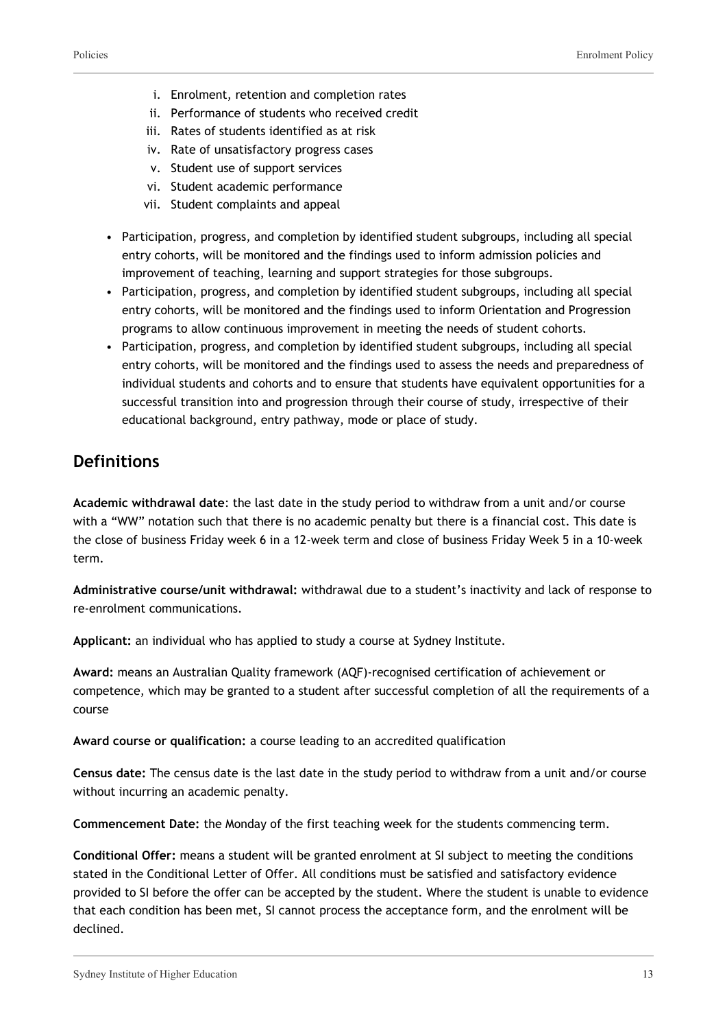i. Enrolment, retention and completion rates
ii. Performance of students who received credit
iii. Rates of students identified as at risk
iv. Rate of unsatisfactory progress cases
v. Student use of support services
vi. Student academic performance
vii. Student complaints and appeal

- Participation, progress, and completion by identified student subgroups, including all special entry cohorts, will be monitored and the findings used to inform admission policies and improvement of teaching, learning and support strategies for those subgroups.
- Participation, progress, and completion by identified student subgroups, including all special entry cohorts, will be monitored and the findings used to inform Orientation and Progression programs to allow continuous improvement in meeting the needs of student cohorts.
- Participation, progress, and completion by identified student subgroups, including all special entry cohorts, will be monitored and the findings used to assess the needs and preparedness of individual students and cohorts and to ensure that students have equivalent opportunities for a successful transition into and progression through their course of study, irrespective of their educational background, entry pathway, mode or place of study.

## Definitions

**Academic withdrawal date**: the last date in the study period to withdraw from a unit and/or course with a "WW" notation such that there is no academic penalty but there is a financial cost. This date is the close of business Friday week 6 in a 12-week term and close of business Friday Week 5 in a 10-week term.

**Administrative course/unit withdrawal:** withdrawal due to a student's inactivity and lack of response to re-enrolment communications.

**Applicant:** an individual who has applied to study a course at Sydney Institute.

**Award:** means an Australian Quality framework (AQF)-recognised certification of achievement or competence, which may be granted to a student after successful completion of all the requirements of a course

**Award course or qualification:** a course leading to an accredited qualification

**Census date:** The census date is the last date in the study period to withdraw from a unit and/or course without incurring an academic penalty.

**Commencement Date:** the Monday of the first teaching week for the students commencing term.

**Conditional Offer:** means a student will be granted enrolment at SI subject to meeting the conditions stated in the Conditional Letter of Offer. All conditions must be satisfied and satisfactory evidence provided to SI before the offer can be accepted by the student. Where the student is unable to evidence that each condition has been met, SI cannot process the acceptance form, and the enrolment will be declined.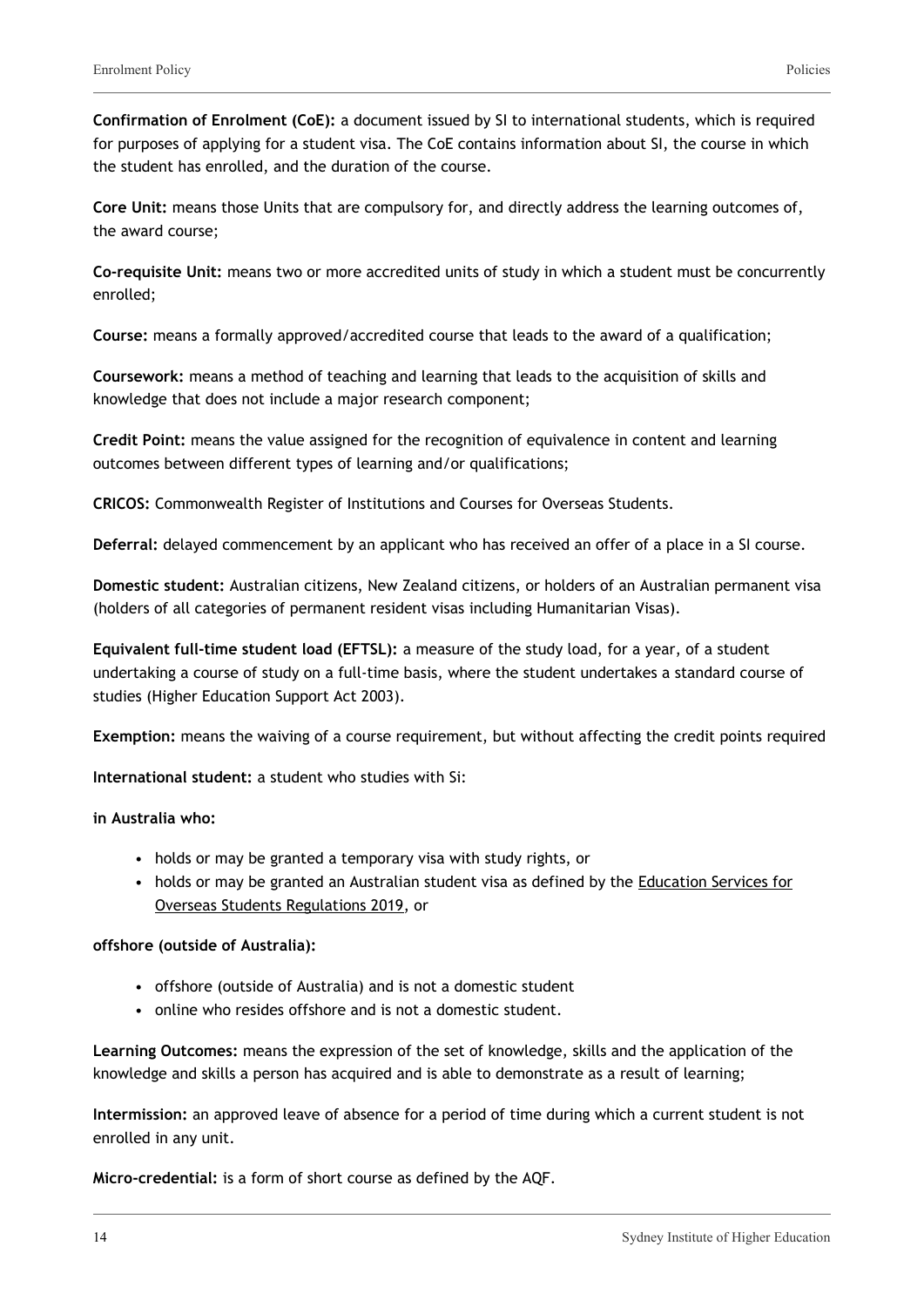**Confirmation of Enrolment (CoE):** a document issued by SI to international students, which is required for purposes of applying for a student visa. The CoE contains information about SI, the course in which the student has enrolled, and the duration of the course.

**Core Unit:** means those Units that are compulsory for, and directly address the learning outcomes of, the award course;

**Co-requisite Unit:** means two or more accredited units of study in which a student must be concurrently enrolled;

**Course:** means a formally approved/accredited course that leads to the award of a qualification;

**Coursework:** means a method of teaching and learning that leads to the acquisition of skills and knowledge that does not include a major research component;

**Credit Point:** means the value assigned for the recognition of equivalence in content and learning outcomes between different types of learning and/or qualifications;

**CRICOS:** Commonwealth Register of Institutions and Courses for Overseas Students.

**Deferral:** delayed commencement by an applicant who has received an offer of a place in a SI course.

**Domestic student:** Australian citizens, New Zealand citizens, or holders of an Australian permanent visa (holders of all categories of permanent resident visas including Humanitarian Visas).

**Equivalent full-time student load (EFTSL):** a measure of the study load, for a year, of a student undertaking a course of study on a full-time basis, where the student undertakes a standard course of studies (Higher Education Support Act 2003).

**Exemption:** means the waiving of a course requirement, but without affecting the credit points required

**International student:** a student who studies with Si:

**in Australia who:**

- holds or may be granted a temporary visa with study rights, or
- holds or may be granted an Australian student visa as defined by the Education Services for Overseas Students Regulations 2019, or

**offshore (outside of Australia):**

- offshore (outside of Australia) and is not a domestic student
- online who resides offshore and is not a domestic student.

**Learning Outcomes:** means the expression of the set of knowledge, skills and the application of the knowledge and skills a person has acquired and is able to demonstrate as a result of learning;

**Intermission:** an approved leave of absence for a period of time during which a current student is not enrolled in any unit.

**Micro-credential:** is a form of short course as defined by the AQF.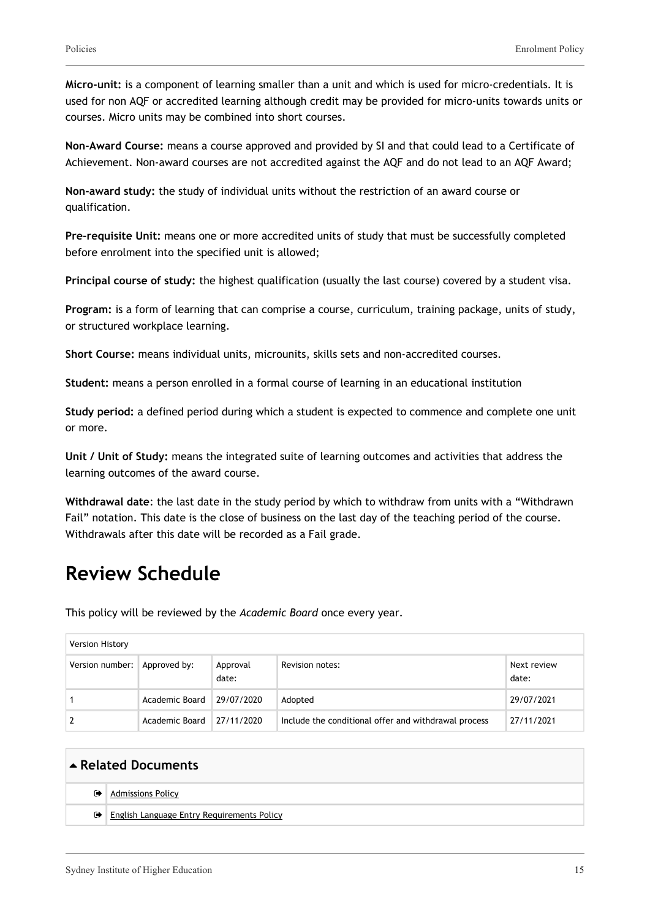**Micro-unit:** is a component of learning smaller than a unit and which is used for micro-credentials. It is used for non AQF or accredited learning although credit may be provided for micro-units towards units or courses. Micro units may be combined into short courses.

**Non-Award Course:** means a course approved and provided by SI and that could lead to a Certificate of Achievement. Non-award courses are not accredited against the AQF and do not lead to an AQF Award;

**Non-award study:** the study of individual units without the restriction of an award course or qualification.

**Pre-requisite Unit:** means one or more accredited units of study that must be successfully completed before enrolment into the specified unit is allowed;

**Principal course of study:** the highest qualification (usually the last course) covered by a student visa.

**Program:** is a form of learning that can comprise a course, curriculum, training package, units of study, or structured workplace learning.

**Short Course:** means individual units, microunits, skills sets and non-accredited courses.

**Student:** means a person enrolled in a formal course of learning in an educational institution

**Study period:** a defined period during which a student is expected to commence and complete one unit or more.

**Unit / Unit of Study:** means the integrated suite of learning outcomes and activities that address the learning outcomes of the award course.

**Withdrawal date**: the last date in the study period by which to withdraw from units with a "Withdrawn Fail" notation. This date is the close of business on the last day of the teaching period of the course. Withdrawals after this date will be recorded as a Fail grade.

# Review Schedule

This policy will be reviewed by the *Academic Board* once every year.

| Version History | | | | |
|---|---|---|---|---|
| Version number: | Approved by: | Approval date: | Revision notes: | Next review date: |
| 1 | Academic Board | 29/07/2020 | Adopted | 29/07/2021 |
| 2 | Academic Board | 27/11/2020 | Include the conditional offer and withdrawal process | 27/11/2021 |

## Related Documents

- Admissions Policy
- English Language Entry Requirements Policy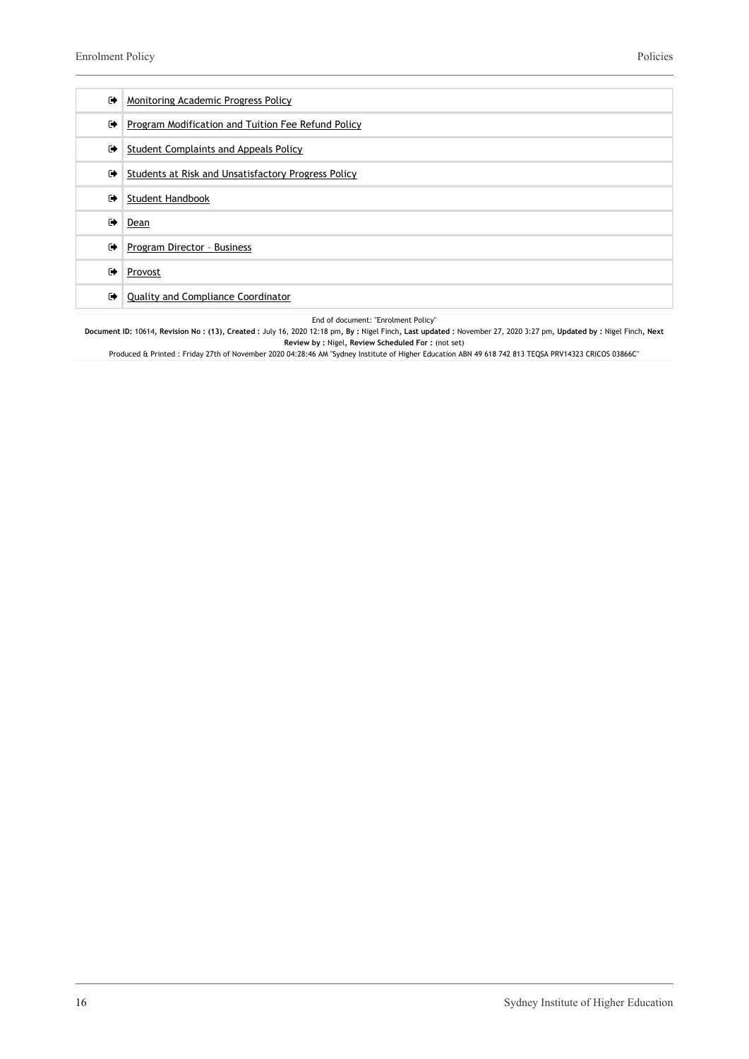| | |
|---|---|
| ➡ | Monitoring Academic Progress Policy |
| ➡ | Program Modification and Tuition Fee Refund Policy |
| ➡ | Student Complaints and Appeals Policy |
| ➡ | Students at Risk and Unsatisfactory Progress Policy |
| ➡ | Student Handbook |
| ➡ | Dean |
| ➡ | Program Director – Business |
| ➡ | Provost |
| ➡ | Quality and Compliance Coordinator |

End of document: "Enrolment Policy"

**Document ID:** 10614, **Revision No : (13)**, **Created :** July 16, 2020 12:18 pm, **By :** Nigel Finch, **Last updated :** November 27, 2020 3:27 pm, **Updated by :** Nigel Finch, **Next Review by :** Nigel, **Review Scheduled For :** (not set)

Produced & Printed : Friday 27th of November 2020 04:28:46 AM "Sydney Institute of Higher Education ABN 49 618 742 813 TEQSA PRV14323 CRICOS 03866C"